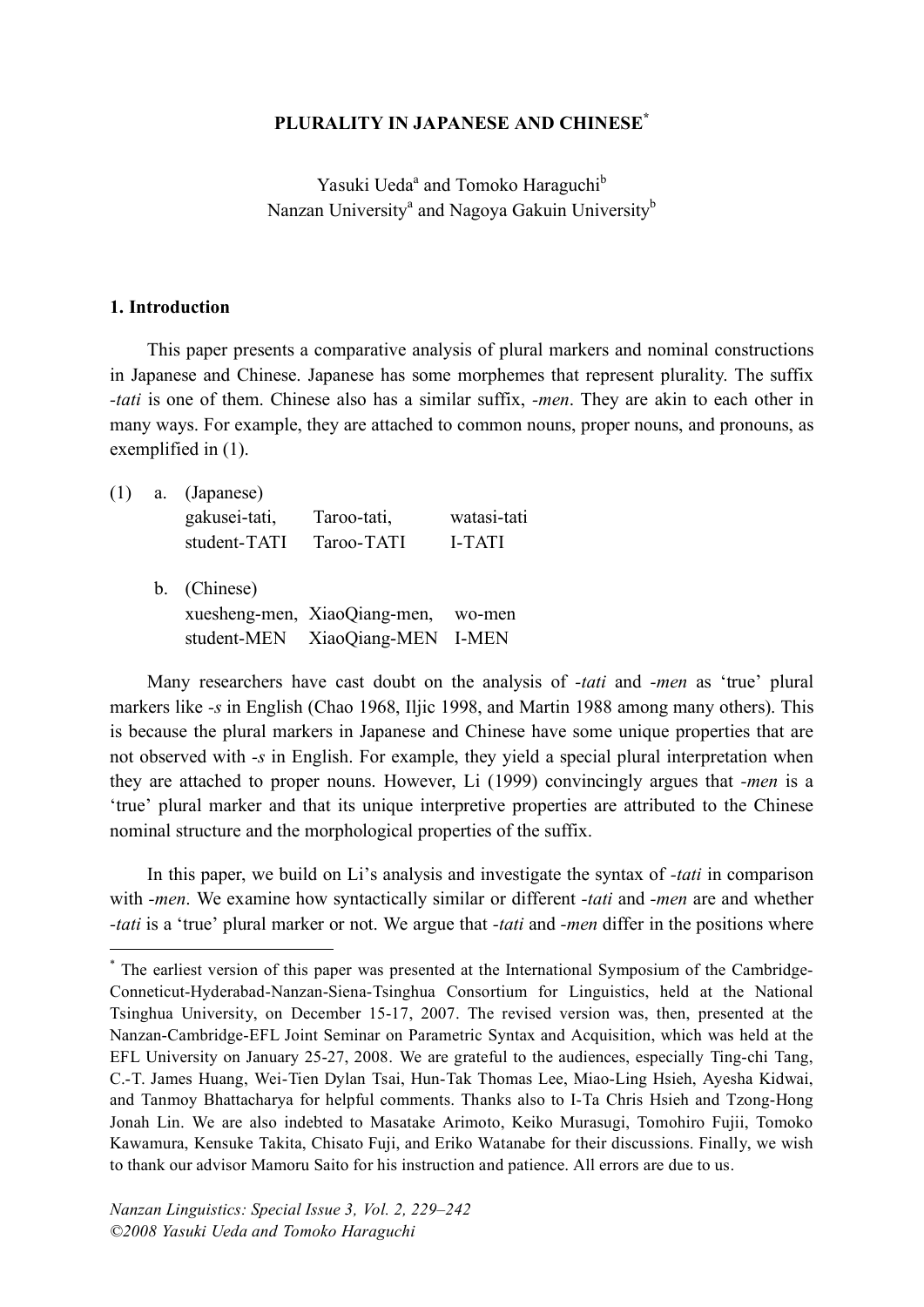# PLURALITY IN JAPANESE AND CHINESE[*]

Yasuki Ueda[a] and Tomoko Haraguchi[b]
Nanzan University[a] and Nagoya Gakuin University[b]

## 1. Introduction

This paper presents a comparative analysis of plural markers and nominal constructions in Japanese and Chinese. Japanese has some morphemes that represent plurality. The suffix *-tati* is one of them. Chinese also has a similar suffix, *-men*. They are akin to each other in many ways. For example, they are attached to common nouns, proper nouns, and pronouns, as exemplified in (1).

(1) a. (Japanese)

```
gakusei-tati,   Taroo-tati,   watasi-tati
student-TATI    Taroo-TATI    I-TATI
```

b. (Chinese)

```
xuesheng-men,   XiaoQiang-men,   wo-men
student-MEN     XiaoQiang-MEN    I-MEN
```

Many researchers have cast doubt on the analysis of *-tati* and *-men* as 'true' plural markers like *-s* in English (Chao 1968, Iljic 1998, and Martin 1988 among many others). This is because the plural markers in Japanese and Chinese have some unique properties that are not observed with *-s* in English. For example, they yield a special plural interpretation when they are attached to proper nouns. However, Li (1999) convincingly argues that *-men* is a 'true' plural marker and that its unique interpretive properties are attributed to the Chinese nominal structure and the morphological properties of the suffix.

In this paper, we build on Li's analysis and investigate the syntax of *-tati* in comparison with *-men*. We examine how syntactically similar or different *-tati* and *-men* are and whether *-tati* is a 'true' plural marker or not. We argue that *-tati* and *-men* differ in the positions where

---

[*] The earliest version of this paper was presented at the International Symposium of the Cambridge-Conneticut-Hyderabad-Nanzan-Siena-Tsinghua Consortium for Linguistics, held at the National Tsinghua University, on December 15-17, 2007. The revised version was, then, presented at the Nanzan-Cambridge-EFL Joint Seminar on Parametric Syntax and Acquisition, which was held at the EFL University on January 25-27, 2008. We are grateful to the audiences, especially Ting-chi Tang, C.-T. James Huang, Wei-Tien Dylan Tsai, Hun-Tak Thomas Lee, Miao-Ling Hsieh, Ayesha Kidwai, and Tanmoy Bhattacharya for helpful comments. Thanks also to I-Ta Chris Hsieh and Tzong-Hong Jonah Lin. We are also indebted to Masatake Arimoto, Keiko Murasugi, Tomohiro Fujii, Tomoko Kawamura, Kensuke Takita, Chisato Fuji, and Eriko Watanabe for their discussions. Finally, we wish to thank our advisor Mamoru Saito for his instruction and patience. All errors are due to us.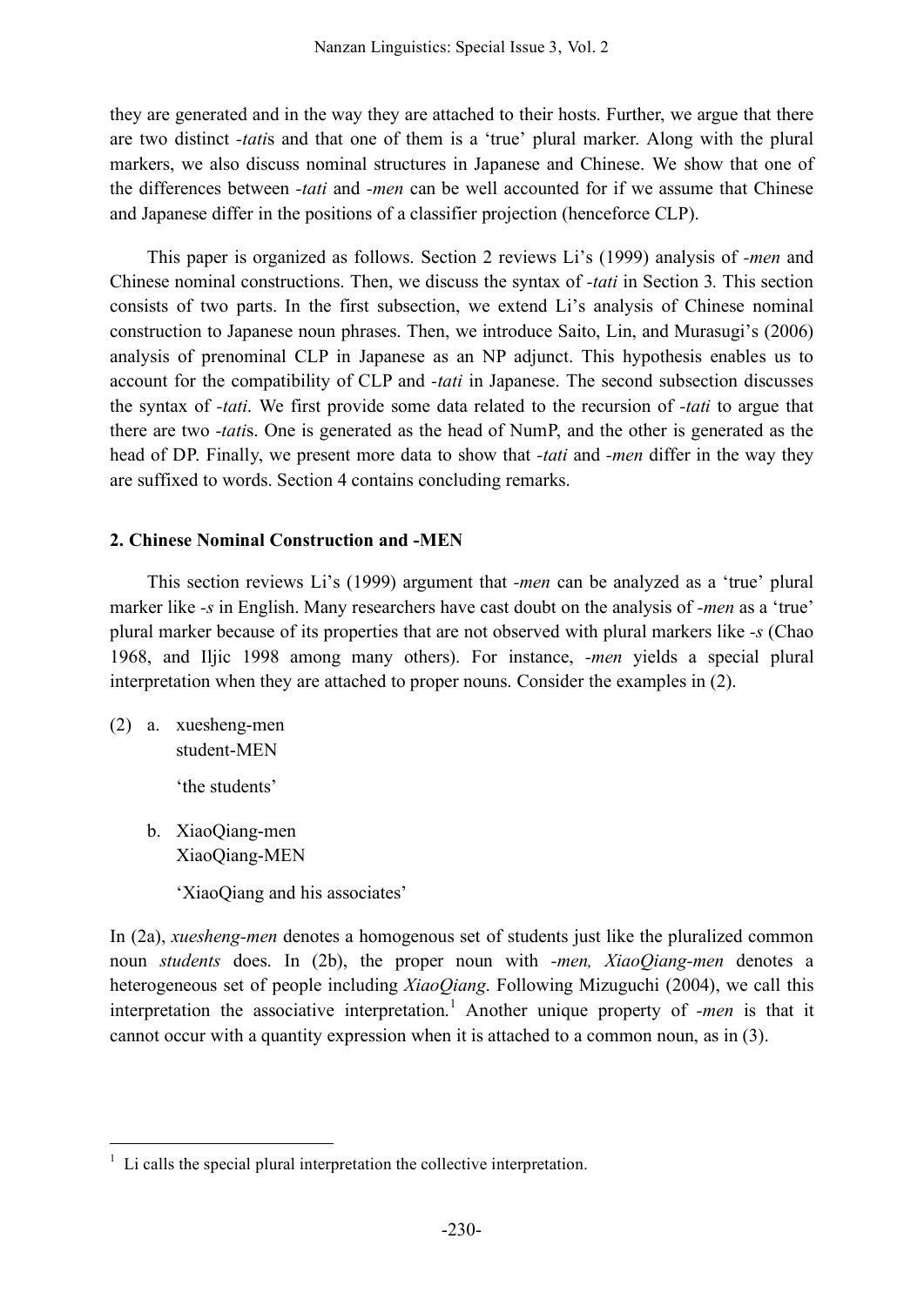they are generated and in the way they are attached to their hosts. Further, we argue that there are two distinct *-tati*s and that one of them is a 'true' plural marker. Along with the plural markers, we also discuss nominal structures in Japanese and Chinese. We show that one of the differences between *-tati* and *-men* can be well accounted for if we assume that Chinese and Japanese differ in the positions of a classifier projection (henceforce CLP).

This paper is organized as follows. Section 2 reviews Li's (1999) analysis of *-men* and Chinese nominal constructions. Then, we discuss the syntax of *-tati* in Section 3*.* This section consists of two parts. In the first subsection, we extend Li's analysis of Chinese nominal construction to Japanese noun phrases. Then, we introduce Saito, Lin, and Murasugi's (2006) analysis of prenominal CLP in Japanese as an NP adjunct. This hypothesis enables us to account for the compatibility of CLP and *-tati* in Japanese. The second subsection discusses the syntax of *-tati*. We first provide some data related to the recursion of *-tati* to argue that there are two *-tati*s. One is generated as the head of NumP, and the other is generated as the head of DP. Finally, we present more data to show that *-tati* and *-men* differ in the way they are suffixed to words. Section 4 contains concluding remarks.

## 2. Chinese Nominal Construction and -MEN

This section reviews Li's (1999) argument that *-men* can be analyzed as a 'true' plural marker like *-s* in English. Many researchers have cast doubt on the analysis of *-men* as a 'true' plural marker because of its properties that are not observed with plural markers like *-s* (Chao 1968, and Iljic 1998 among many others). For instance, *-men* yields a special plural interpretation when they are attached to proper nouns. Consider the examples in (2).

(2) a. xuesheng-men
  student-MEN

  'the students'

 b. XiaoQiang-men
  XiaoQiang-MEN

  'XiaoQiang and his associates'

In (2a), *xuesheng-men* denotes a homogenous set of students just like the pluralized common noun *students* does. In (2b), the proper noun with *-men, XiaoQiang-men* denotes a heterogeneous set of people including *XiaoQiang*. Following Mizuguchi (2004), we call this interpretation the associative interpretation.[1] Another unique property of *-men* is that it cannot occur with a quantity expression when it is attached to a common noun, as in (3).

[1] Li calls the special plural interpretation the collective interpretation.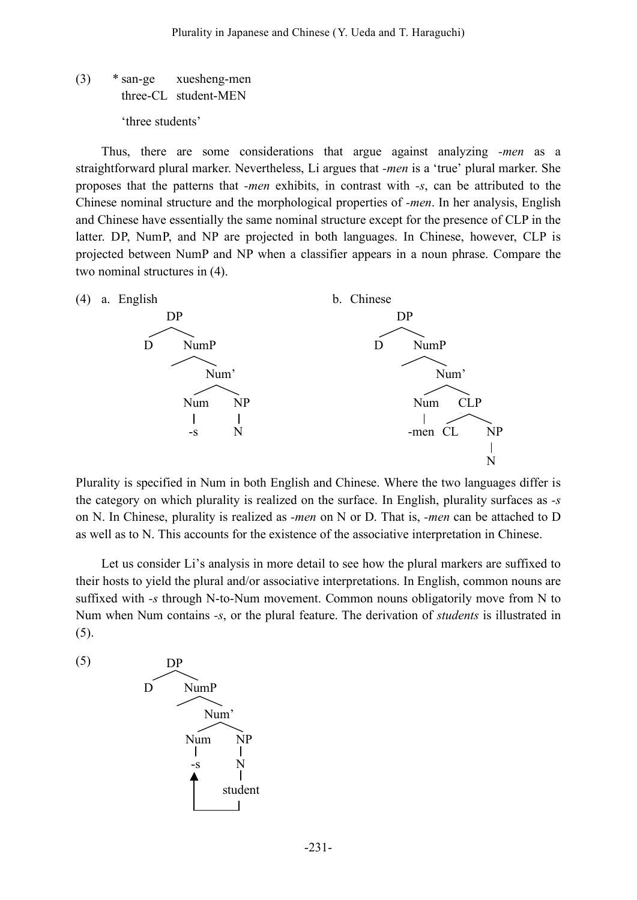(3) &nbsp;&nbsp;&nbsp; * san-ge &nbsp;&nbsp;&nbsp; xuesheng-men
&nbsp;&nbsp;&nbsp;&nbsp;&nbsp;&nbsp;&nbsp;&nbsp;&nbsp; three-CL &nbsp; student-MEN

&nbsp;&nbsp;&nbsp;&nbsp;&nbsp;&nbsp;&nbsp;&nbsp;&nbsp; 'three students'

Thus, there are some considerations that argue against analyzing *-men* as a straightforward plural marker. Nevertheless, Li argues that *-men* is a 'true' plural marker. She proposes that the patterns that *-men* exhibits, in contrast with *-s*, can be attributed to the Chinese nominal structure and the morphological properties of *-men*. In her analysis, English and Chinese have essentially the same nominal structure except for the presence of CLP in the latter. DP, NumP, and NP are projected in both languages. In Chinese, however, CLP is projected between NumP and NP when a classifier appears in a noun phrase. Compare the two nominal structures in (4).

(4) a. English

```
        DP
       /  \
      D   NumP
            \
            Num'
           /    \
         Num    NP
          |      |
         -s      N
```

b. Chinese

```
        DP
       /  \
      D   NumP
            \
            Num'
           /    \
         Num    CLP
          |    /   \
        -men  CL    NP
                     |
                     N
```

Plurality is specified in Num in both English and Chinese. Where the two languages differ is the category on which plurality is realized on the surface. In English, plurality surfaces as *-s* on N. In Chinese, plurality is realized as *-men* on N or D. That is, *-men* can be attached to D as well as to N. This accounts for the existence of the associative interpretation in Chinese.

Let us consider Li's analysis in more detail to see how the plural markers are suffixed to their hosts to yield the plural and/or associative interpretations. In English, common nouns are suffixed with *-s* through N-to-Num movement. Common nouns obligatorily move from N to Num when Num contains *-s*, or the plural feature. The derivation of *students* is illustrated in (5).

(5)

```
        DP
       /  \
      D   NumP
            \
            Num'
           /    \
         Num    NP
          |      |
         -s      N
          ^      |
          |   student
          |______|
```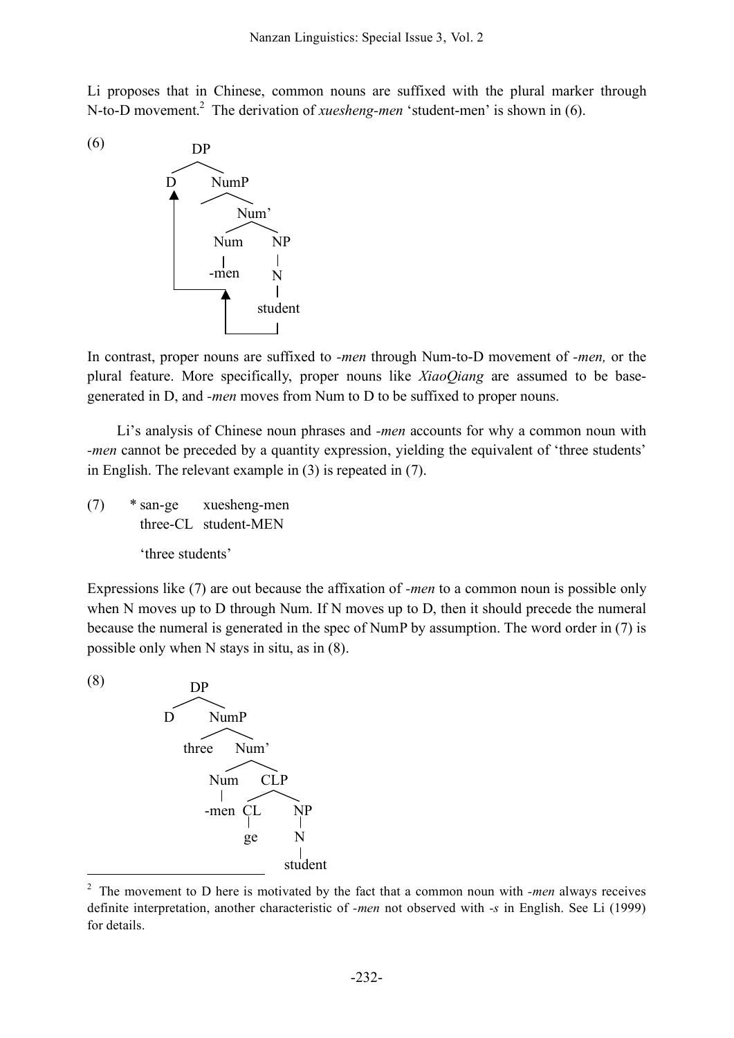Li proposes that in Chinese, common nouns are suffixed with the plural marker through N-to-D movement.[2] The derivation of *xuesheng-men* 'student-men' is shown in (6).

(6)

```
        DP
       /  \
      D    NumP
      ▲      \
      |      Num'
      |     /    \
      |   Num     NP
      |    |       |
      |  -men      N
      |            |
      |__________ student
           ▲       |
           |_______|
```

In contrast, proper nouns are suffixed to *-men* through Num-to-D movement of *-men,* or the plural feature. More specifically, proper nouns like *XiaoQiang* are assumed to be base-generated in D, and *-men* moves from Num to D to be suffixed to proper nouns.

Li's analysis of Chinese noun phrases and *-men* accounts for why a common noun with *-men* cannot be preceded by a quantity expression, yielding the equivalent of 'three students' in English. The relevant example in (3) is repeated in (7).

(7) * san-ge xuesheng-men
three-CL student-MEN
'three students'

Expressions like (7) are out because the affixation of *-men* to a common noun is possible only when N moves up to D through Num. If N moves up to D, then it should precede the numeral because the numeral is generated in the spec of NumP by assumption. The word order in (7) is possible only when N stays in situ, as in (8).

(8)

```
        DP
       /  \
      D    NumP
          /    \
       three   Num'
              /    \
            Num    CLP
             |    /   \
           -men  CL    NP
                 |     |
                 ge    N
                       |
                    student
```

[2] The movement to D here is motivated by the fact that a common noun with *-men* always receives definite interpretation, another characteristic of *-men* not observed with *-s* in English. See Li (1999) for details.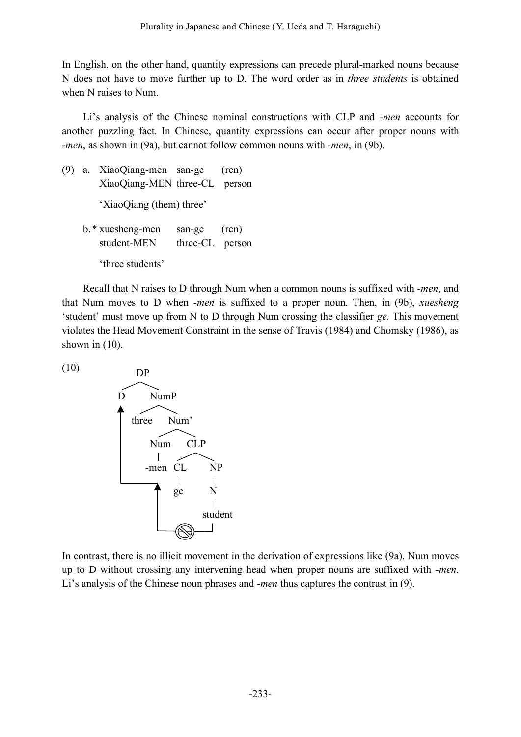In English, on the other hand, quantity expressions can precede plural-marked nouns because N does not have to move further up to D. The word order as in *three students* is obtained when N raises to Num.

Li's analysis of the Chinese nominal constructions with CLP and *-men* accounts for another puzzling fact. In Chinese, quantity expressions can occur after proper nouns with *-men*, as shown in (9a), but cannot follow common nouns with *-men*, in (9b).

(9) a. XiaoQiang-men san-ge (ren)
XiaoQiang-MEN three-CL person
'XiaoQiang (them) three'

b. * xuesheng-men san-ge (ren)
student-MEN three-CL person
'three students'

Recall that N raises to D through Num when a common nouns is suffixed with *-men*, and that Num moves to D when *-men* is suffixed to a proper noun. Then, in (9b), *xuesheng* 'student' must move up from N to D through Num crossing the classifier *ge.* This movement violates the Head Movement Constraint in the sense of Travis (1984) and Chomsky (1986), as shown in (10).

(10)

```
DP
├── D  ▲─────────────┐
└── NumP             │
    ├── three        │
    └── Num'         │
        ├── Num      │
        │   └── -men ▲
        └── CLP      │
            ├── CL   │
            │   └── ge
            └── NP   │ (⊘)
                └── N
                    └── student
```

In contrast, there is no illicit movement in the derivation of expressions like (9a). Num moves up to D without crossing any intervening head when proper nouns are suffixed with *-men*. Li's analysis of the Chinese noun phrases and *-men* thus captures the contrast in (9).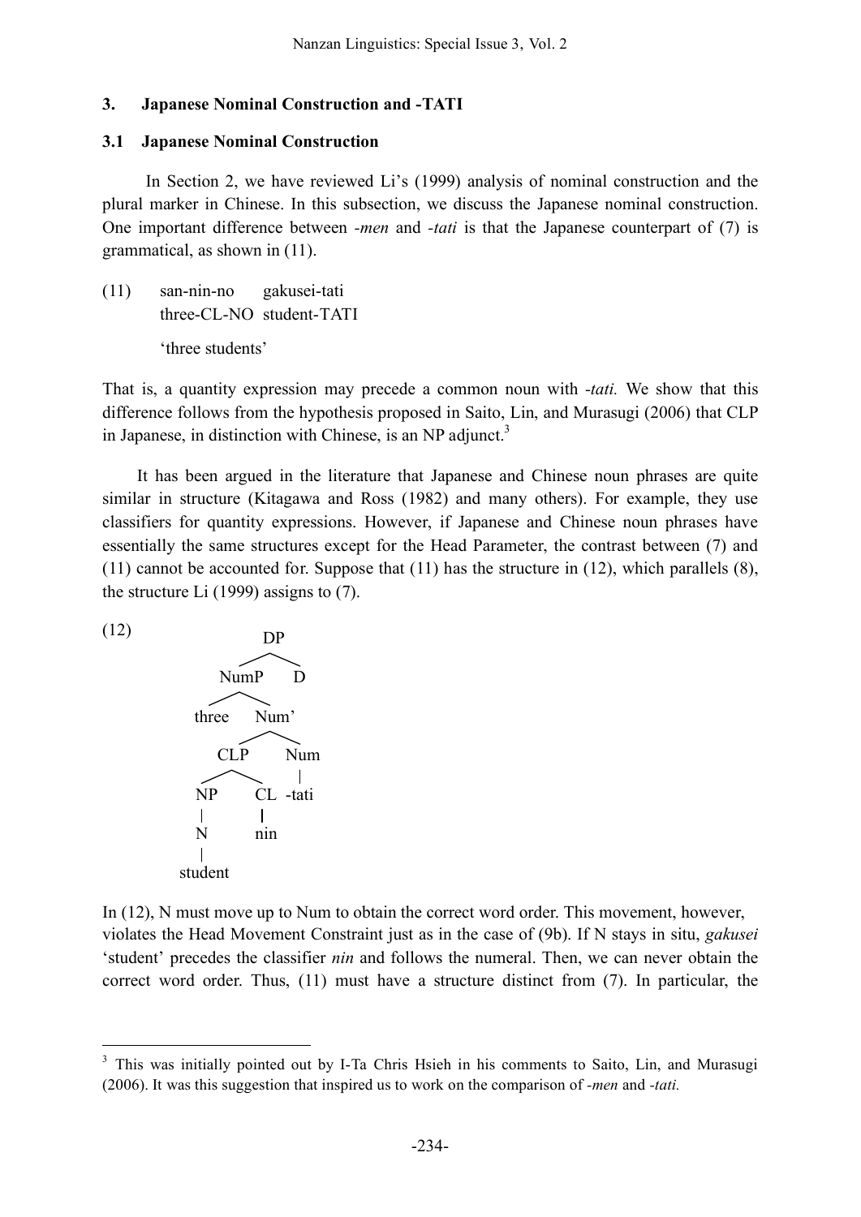## 3. Japanese Nominal Construction and -TATI

### 3.1 Japanese Nominal Construction

In Section 2, we have reviewed Li's (1999) analysis of nominal construction and the plural marker in Chinese. In this subsection, we discuss the Japanese nominal construction. One important difference between *-men* and *-tati* is that the Japanese counterpart of (7) is grammatical, as shown in (11).

(11) san-nin-no gakusei-tati
three-CL-NO student-TATI
'three students'

That is, a quantity expression may precede a common noun with *-tati.* We show that this difference follows from the hypothesis proposed in Saito, Lin, and Murasugi (2006) that CLP in Japanese, in distinction with Chinese, is an NP adjunct.[3]

It has been argued in the literature that Japanese and Chinese noun phrases are quite similar in structure (Kitagawa and Ross (1982) and many others). For example, they use classifiers for quantity expressions. However, if Japanese and Chinese noun phrases have essentially the same structures except for the Head Parameter, the contrast between (7) and (11) cannot be accounted for. Suppose that (11) has the structure in (12), which parallels (8), the structure Li (1999) assigns to (7).

(12)
```
              DP
            /    \
        NumP      D
       /    \
   three    Num'
           /    \
        CLP      Num
       /   \      |
     NP     CL  -tati
     |      |
     N     nin
     |
  student
```

In (12), N must move up to Num to obtain the correct word order. This movement, however, violates the Head Movement Constraint just as in the case of (9b). If N stays in situ, *gakusei* 'student' precedes the classifier *nin* and follows the numeral. Then, we can never obtain the correct word order. Thus, (11) must have a structure distinct from (7). In particular, the

[3] This was initially pointed out by I-Ta Chris Hsieh in his comments to Saito, Lin, and Murasugi (2006). It was this suggestion that inspired us to work on the comparison of *-men* and *-tati.*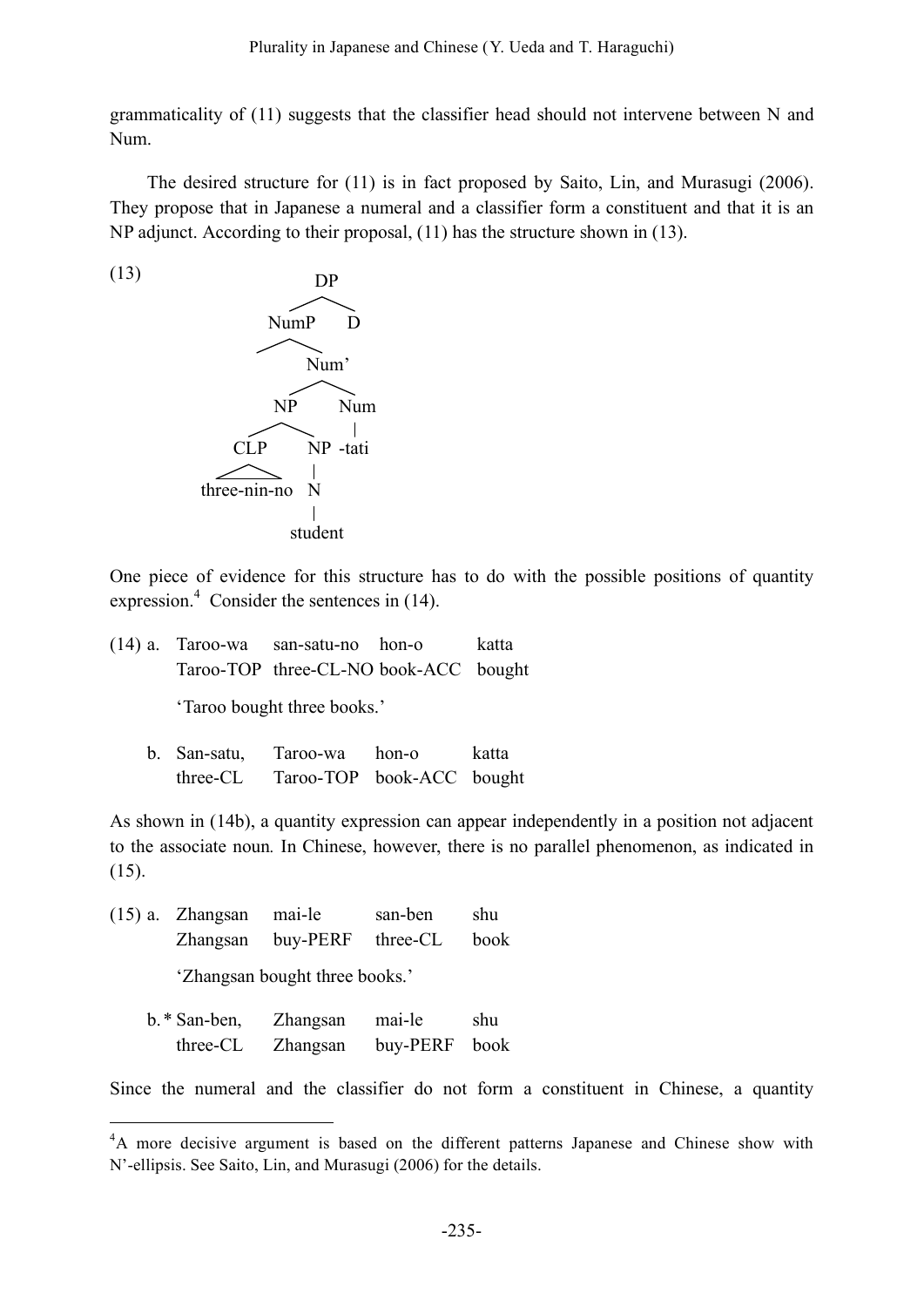grammaticality of (11) suggests that the classifier head should not intervene between N and Num.

The desired structure for (11) is in fact proposed by Saito, Lin, and Murasugi (2006). They propose that in Japanese a numeral and a classifier form a constituent and that it is an NP adjunct. According to their proposal, (11) has the structure shown in (13).

(13)

```
                DP
              /    \
          NumP      D
         /    \
              Num'
             /    \
           NP      Num
          /  \      |
       CLP    NP  -tati
        |     |
  three-nin-no N
              |
           student
```

One piece of evidence for this structure has to do with the possible positions of quantity expression.[4] Consider the sentences in (14).

(14) a. Taroo-wa  san-satu-no  hon-o  katta
   Taroo-TOP three-CL-NO book-ACC bought
   'Taroo bought three books.'

 b. San-satu,  Taroo-wa  hon-o  katta
   three-CL  Taroo-TOP  book-ACC  bought

As shown in (14b), a quantity expression can appear independently in a position not adjacent to the associate noun. In Chinese, however, there is no parallel phenomenon, as indicated in (15).

(15) a. Zhangsan  mai-le  san-ben  shu
   Zhangsan  buy-PERF  three-CL  book
   'Zhangsan bought three books.'

 b.* San-ben,  Zhangsan  mai-le  shu
   three-CL  Zhangsan  buy-PERF  book

Since the numeral and the classifier do not form a constituent in Chinese, a quantity

---

[4] A more decisive argument is based on the different patterns Japanese and Chinese show with N'-ellipsis. See Saito, Lin, and Murasugi (2006) for the details.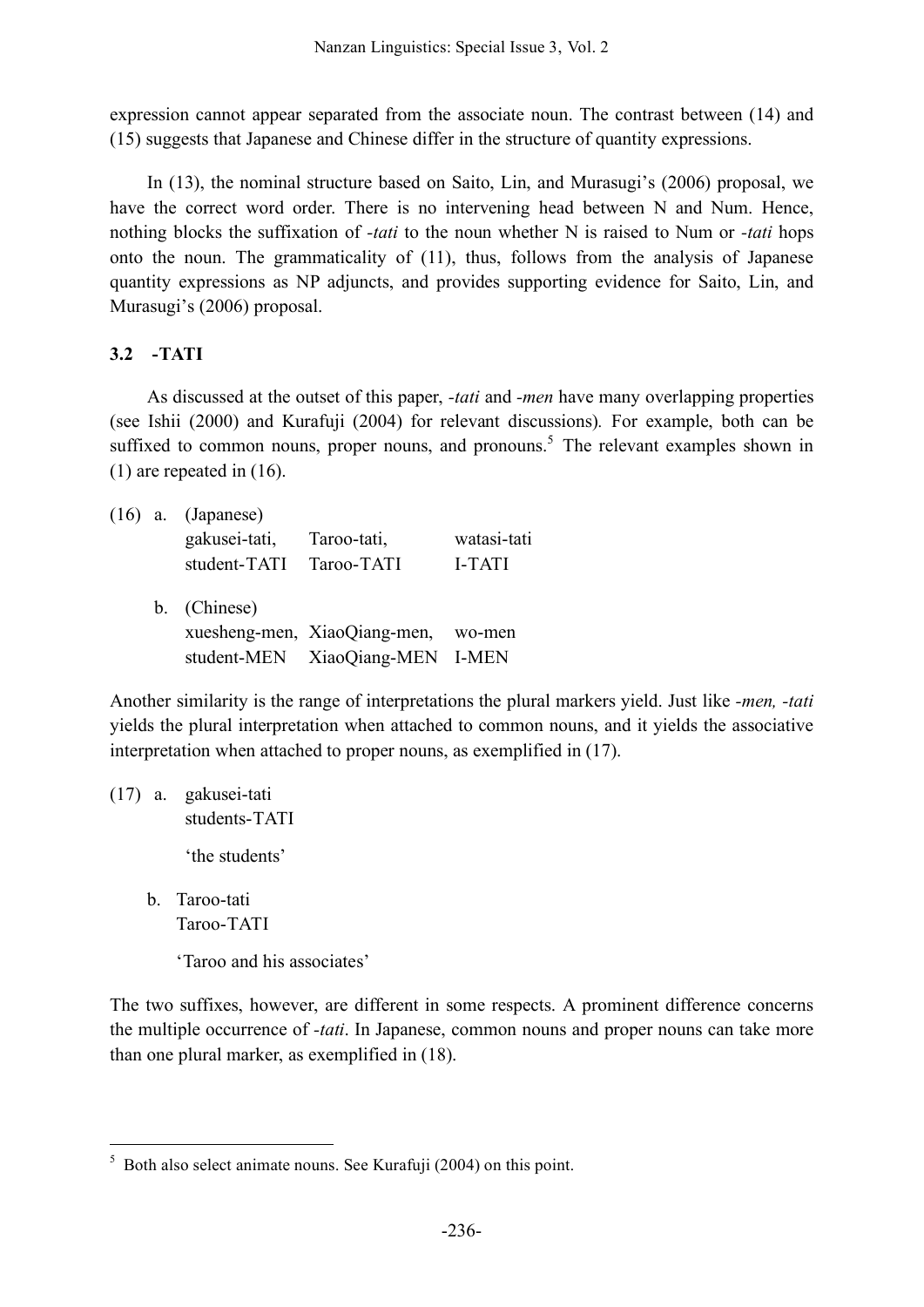expression cannot appear separated from the associate noun. The contrast between (14) and (15) suggests that Japanese and Chinese differ in the structure of quantity expressions.

In (13), the nominal structure based on Saito, Lin, and Murasugi's (2006) proposal, we have the correct word order. There is no intervening head between N and Num. Hence, nothing blocks the suffixation of *-tati* to the noun whether N is raised to Num or *-tati* hops onto the noun. The grammaticality of (11), thus, follows from the analysis of Japanese quantity expressions as NP adjuncts, and provides supporting evidence for Saito, Lin, and Murasugi's (2006) proposal.

### 3.2 -TATI

As discussed at the outset of this paper, *-tati* and *-men* have many overlapping properties (see Ishii (2000) and Kurafuji (2004) for relevant discussions). For example, both can be suffixed to common nouns, proper nouns, and pronouns.[5] The relevant examples shown in (1) are repeated in (16).

(16) a. (Japanese)
gakusei-tati, Taroo-tati, watasi-tati
student-TATI Taroo-TATI I-TATI

b. (Chinese)
xuesheng-men, XiaoQiang-men, wo-men
student-MEN XiaoQiang-MEN I-MEN

Another similarity is the range of interpretations the plural markers yield. Just like *-men, -tati* yields the plural interpretation when attached to common nouns, and it yields the associative interpretation when attached to proper nouns, as exemplified in (17).

(17) a. gakusei-tati
students-TATI
'the students'

b. Taroo-tati
Taroo-TATI
'Taroo and his associates'

The two suffixes, however, are different in some respects. A prominent difference concerns the multiple occurrence of *-tati*. In Japanese, common nouns and proper nouns can take more than one plural marker, as exemplified in (18).

---

[5] Both also select animate nouns. See Kurafuji (2004) on this point.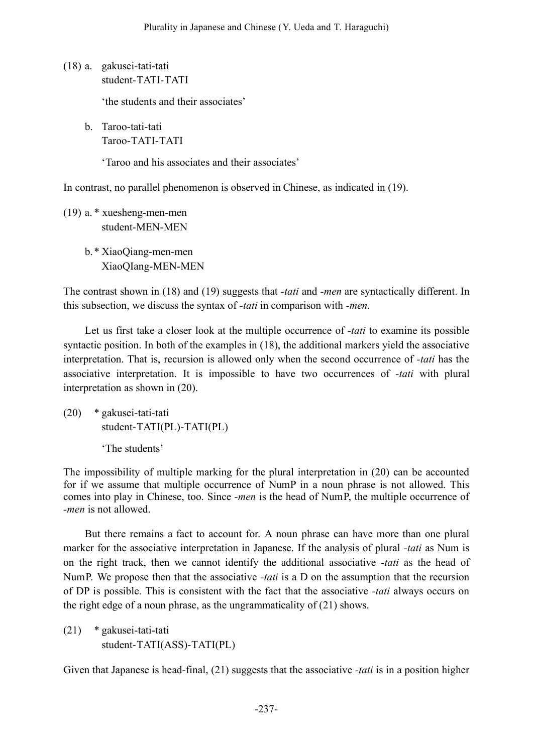(18) a. gakusei-tati-tati
student-TATI-TATI

'the students and their associates'

b. Taroo-tati-tati
Taroo-TATI-TATI

'Taroo and his associates and their associates'

In contrast, no parallel phenomenon is observed in Chinese, as indicated in (19).

(19) a. * xuesheng-men-men
student-MEN-MEN

b. * XiaoQiang-men-men
XiaoQIang-MEN-MEN

The contrast shown in (18) and (19) suggests that *-tati* and *-men* are syntactically different. In this subsection, we discuss the syntax of *-tati* in comparison with *-men*.

Let us first take a closer look at the multiple occurrence of *-tati* to examine its possible syntactic position. In both of the examples in (18), the additional markers yield the associative interpretation. That is, recursion is allowed only when the second occurrence of *-tati* has the associative interpretation. It is impossible to have two occurrences of *-tati* with plural interpretation as shown in (20).

(20) * gakusei-tati-tati
student-TATI(PL)-TATI(PL)

'The students'

The impossibility of multiple marking for the plural interpretation in (20) can be accounted for if we assume that multiple occurrence of NumP in a noun phrase is not allowed. This comes into play in Chinese, too. Since *-men* is the head of NumP, the multiple occurrence of *-men* is not allowed.

But there remains a fact to account for. A noun phrase can have more than one plural marker for the associative interpretation in Japanese. If the analysis of plural *-tati* as Num is on the right track, then we cannot identify the additional associative *-tati* as the head of NumP. We propose then that the associative *-tati* is a D on the assumption that the recursion of DP is possible. This is consistent with the fact that the associative *-tati* always occurs on the right edge of a noun phrase, as the ungrammaticality of (21) shows.

(21) * gakusei-tati-tati
student-TATI(ASS)-TATI(PL)

Given that Japanese is head-final, (21) suggests that the associative *-tati* is in a position higher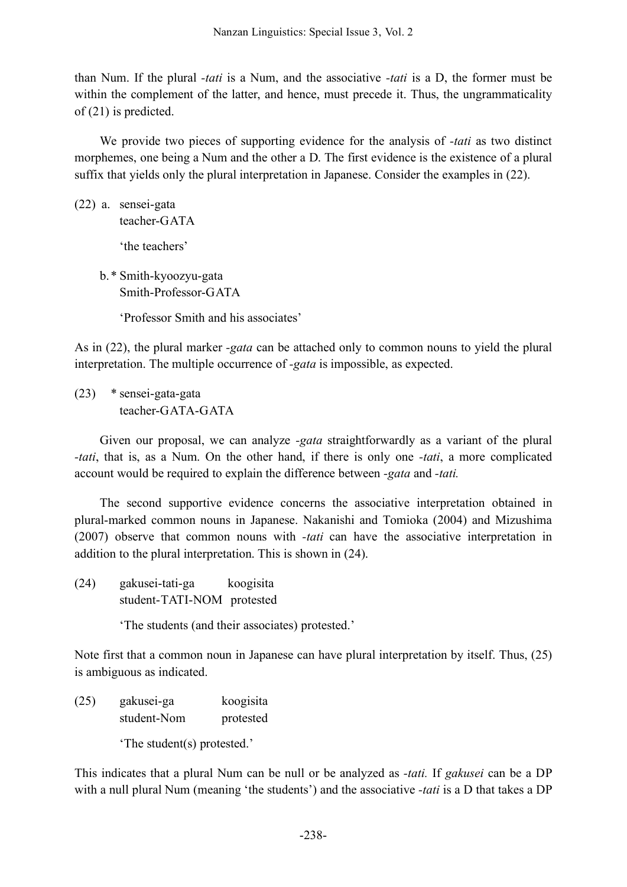than Num. If the plural *-tati* is a Num, and the associative *-tati* is a D, the former must be within the complement of the latter, and hence, must precede it. Thus, the ungrammaticality of (21) is predicted.

We provide two pieces of supporting evidence for the analysis of *-tati* as two distinct morphemes, one being a Num and the other a D. The first evidence is the existence of a plural suffix that yields only the plural interpretation in Japanese. Consider the examples in (22).

(22) a. sensei-gata
 teacher-GATA

 'the teachers'

 b. * Smith-kyoozyu-gata
 Smith-Professor-GATA

 'Professor Smith and his associates'

As in (22), the plural marker *-gata* can be attached only to common nouns to yield the plural interpretation. The multiple occurrence of *-gata* is impossible, as expected.

(23) * sensei-gata-gata
 teacher-GATA-GATA

Given our proposal, we can analyze *-gata* straightforwardly as a variant of the plural *-tati*, that is, as a Num. On the other hand, if there is only one *-tati*, a more complicated account would be required to explain the difference between *-gata* and *-tati.*

The second supportive evidence concerns the associative interpretation obtained in plural-marked common nouns in Japanese. Nakanishi and Tomioka (2004) and Mizushima (2007) observe that common nouns with *-tati* can have the associative interpretation in addition to the plural interpretation. This is shown in (24).

(24) gakusei-tati-ga koogisita
 student-TATI-NOM protested

 'The students (and their associates) protested.'

Note first that a common noun in Japanese can have plural interpretation by itself. Thus, (25) is ambiguous as indicated.

(25) gakusei-ga koogisita
 student-Nom protested

 'The student(s) protested.'

This indicates that a plural Num can be null or be analyzed as *-tati.* If *gakusei* can be a DP with a null plural Num (meaning 'the students') and the associative *-tati* is a D that takes a DP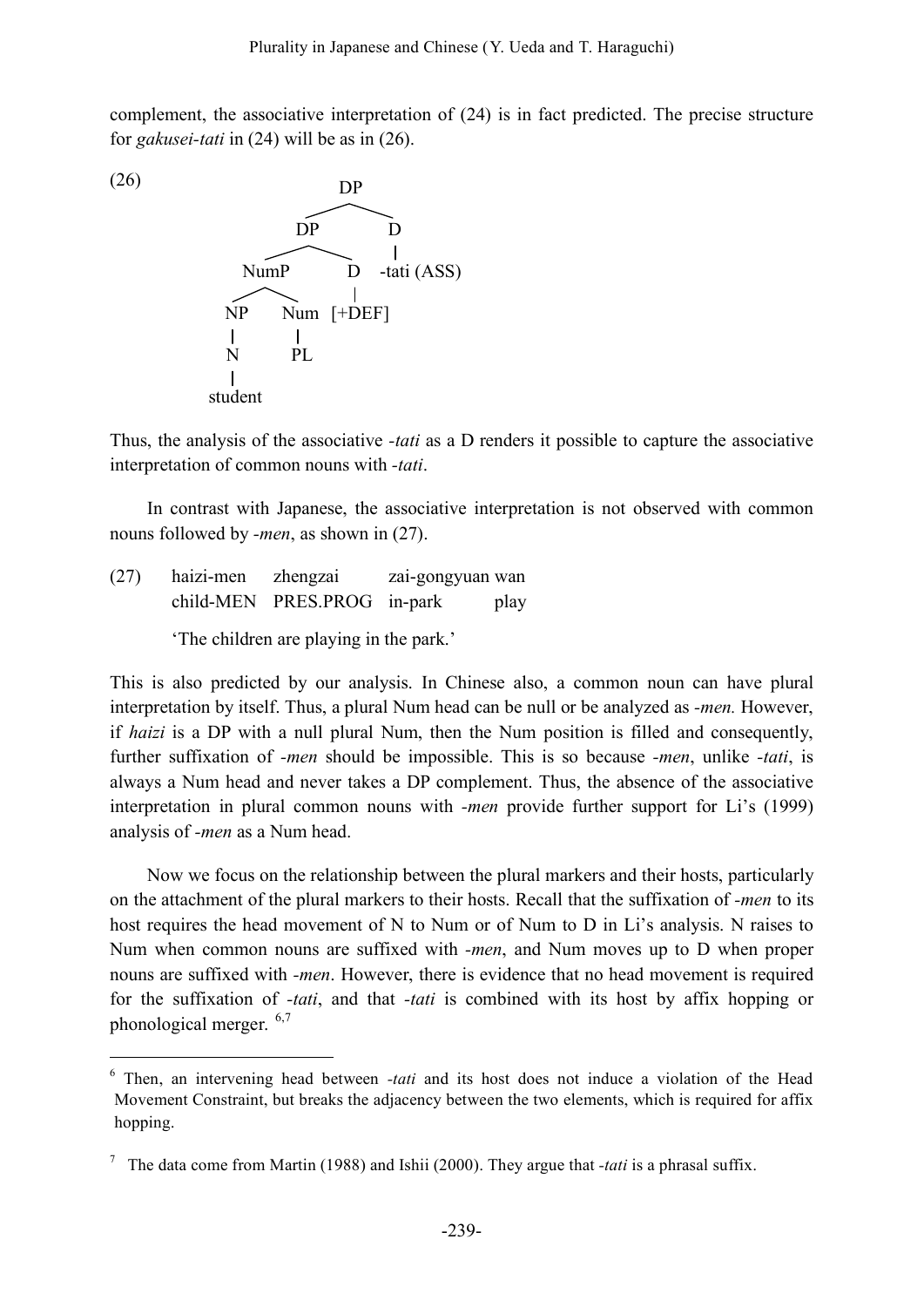complement, the associative interpretation of (24) is in fact predicted. The precise structure for *gakusei-tati* in (24) will be as in (26).

(26)

```
                DP
              /    \
            DP      D
           /  \     |
       NumP    D   -tati (ASS)
       /  \    |
     NP   Num [+DEF]
     |     |
     N    PL
     |
  student
```

Thus, the analysis of the associative *-tati* as a D renders it possible to capture the associative interpretation of common nouns with *-tati*.

In contrast with Japanese, the associative interpretation is not observed with common nouns followed by *-men*, as shown in (27).

(27) haizi-men zhengzai zai-gongyuan wan
child-MEN PRES.PROG in-park play

'The children are playing in the park.'

This is also predicted by our analysis. In Chinese also, a common noun can have plural interpretation by itself. Thus, a plural Num head can be null or be analyzed as *-men.* However, if *haizi* is a DP with a null plural Num, then the Num position is filled and consequently, further suffixation of *-men* should be impossible. This is so because *-men*, unlike *-tati*, is always a Num head and never takes a DP complement. Thus, the absence of the associative interpretation in plural common nouns with *-men* provide further support for Li's (1999) analysis of *-men* as a Num head.

Now we focus on the relationship between the plural markers and their hosts, particularly on the attachment of the plural markers to their hosts. Recall that the suffixation of *-men* to its host requires the head movement of N to Num or of Num to D in Li's analysis. N raises to Num when common nouns are suffixed with *-men*, and Num moves up to D when proper nouns are suffixed with *-men*. However, there is evidence that no head movement is required for the suffixation of *-tati*, and that *-tati* is combined with its host by affix hopping or phonological merger. [6,7]

---

[6] Then, an intervening head between *-tati* and its host does not induce a violation of the Head Movement Constraint, but breaks the adjacency between the two elements, which is required for affix hopping.

[7] The data come from Martin (1988) and Ishii (2000). They argue that *-tati* is a phrasal suffix.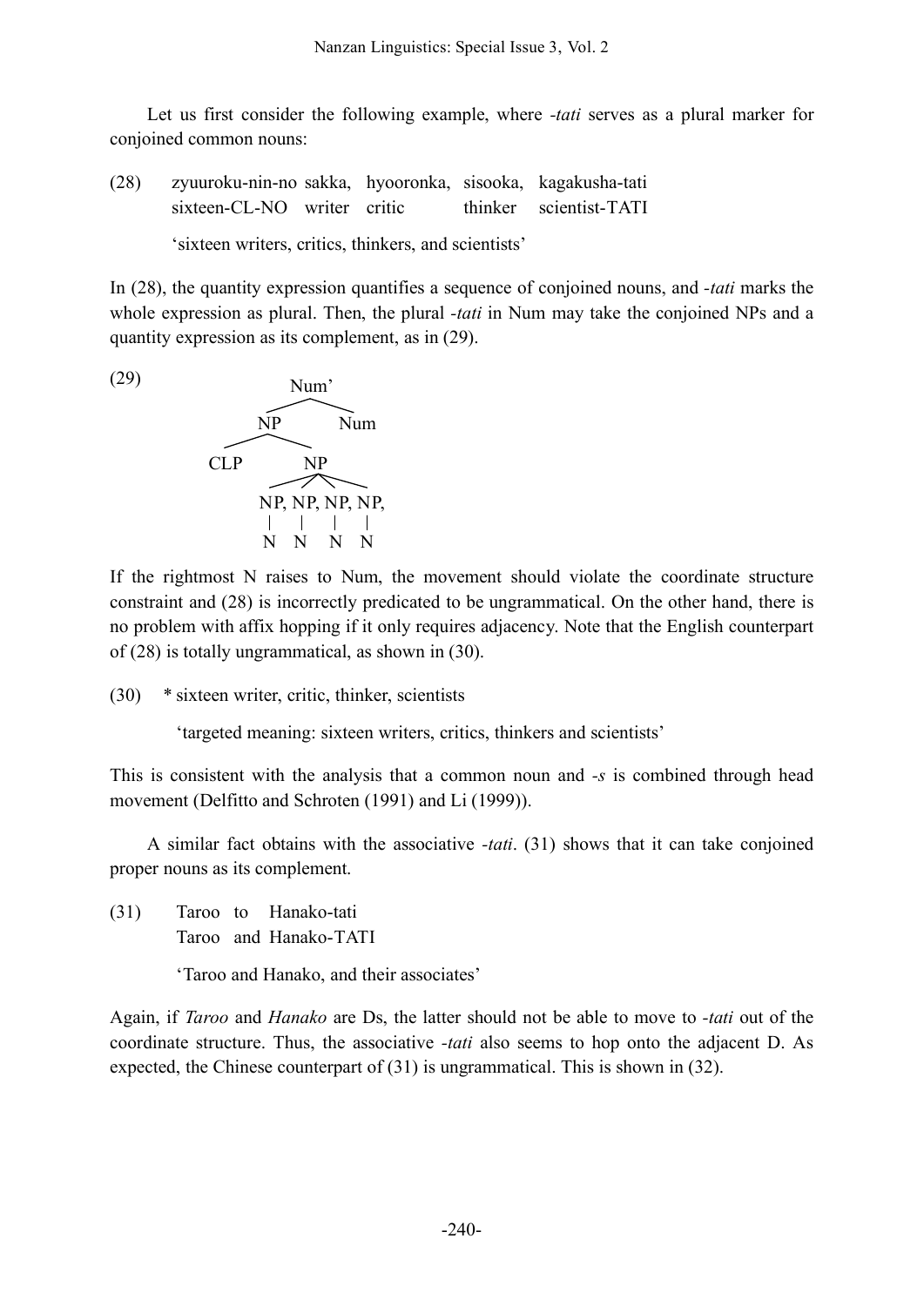Let us first consider the following example, where *-tati* serves as a plural marker for conjoined common nouns:

(28) zyuuroku-nin-no sakka, hyooronka, sisooka, kagakusha-tati
sixteen-CL-NO writer critic thinker scientist-TATI

'sixteen writers, critics, thinkers, and scientists'

In (28), the quantity expression quantifies a sequence of conjoined nouns, and *-tati* marks the whole expression as plural. Then, the plural *-tati* in Num may take the conjoined NPs and a quantity expression as its complement, as in (29).

(29)

```
              Num'
            /      \
          NP        Num
         /  \
      CLP    NP
           / | \
      NP, NP, NP, NP,
       |   |   |   |
       N   N   N   N
```

If the rightmost N raises to Num, the movement should violate the coordinate structure constraint and (28) is incorrectly predicated to be ungrammatical. On the other hand, there is no problem with affix hopping if it only requires adjacency. Note that the English counterpart of (28) is totally ungrammatical, as shown in (30).

(30) * sixteen writer, critic, thinker, scientists

'targeted meaning: sixteen writers, critics, thinkers and scientists'

This is consistent with the analysis that a common noun and *-s* is combined through head movement (Delfitto and Schroten (1991) and Li (1999)).

A similar fact obtains with the associative *-tati*. (31) shows that it can take conjoined proper nouns as its complement.

(31) Taroo to Hanako-tati
Taroo and Hanako-TATI

'Taroo and Hanako, and their associates'

Again, if *Taroo* and *Hanako* are Ds, the latter should not be able to move to *-tati* out of the coordinate structure. Thus, the associative *-tati* also seems to hop onto the adjacent D. As expected, the Chinese counterpart of (31) is ungrammatical. This is shown in (32).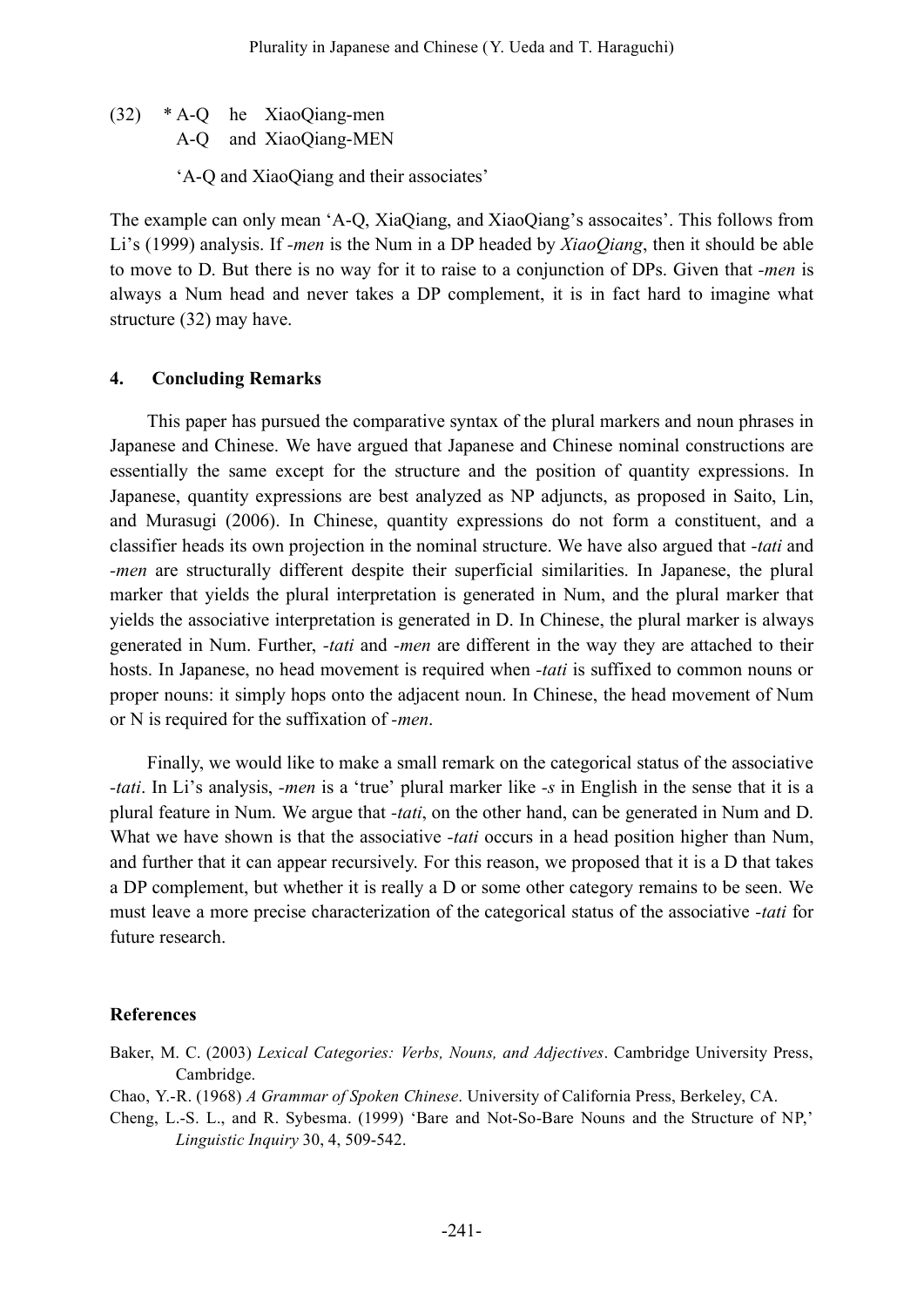(32) * A-Q he XiaoQiang-men
   A-Q and XiaoQiang-MEN

   'A-Q and XiaoQiang and their associates'

The example can only mean 'A-Q, XiaQiang, and XiaoQiang's assocaites'. This follows from Li's (1999) analysis. If *-men* is the Num in a DP headed by *XiaoQiang*, then it should be able to move to D. But there is no way for it to raise to a conjunction of DPs. Given that *-men* is always a Num head and never takes a DP complement, it is in fact hard to imagine what structure (32) may have.

## 4. Concluding Remarks

This paper has pursued the comparative syntax of the plural markers and noun phrases in Japanese and Chinese. We have argued that Japanese and Chinese nominal constructions are essentially the same except for the structure and the position of quantity expressions. In Japanese, quantity expressions are best analyzed as NP adjuncts, as proposed in Saito, Lin, and Murasugi (2006). In Chinese, quantity expressions do not form a constituent, and a classifier heads its own projection in the nominal structure. We have also argued that *-tati* and *-men* are structurally different despite their superficial similarities. In Japanese, the plural marker that yields the plural interpretation is generated in Num, and the plural marker that yields the associative interpretation is generated in D. In Chinese, the plural marker is always generated in Num. Further, *-tati* and *-men* are different in the way they are attached to their hosts. In Japanese, no head movement is required when *-tati* is suffixed to common nouns or proper nouns: it simply hops onto the adjacent noun. In Chinese, the head movement of Num or N is required for the suffixation of *-men*.

Finally, we would like to make a small remark on the categorical status of the associative *-tati*. In Li's analysis, *-men* is a 'true' plural marker like *-s* in English in the sense that it is a plural feature in Num. We argue that *-tati*, on the other hand, can be generated in Num and D. What we have shown is that the associative *-tati* occurs in a head position higher than Num, and further that it can appear recursively. For this reason, we proposed that it is a D that takes a DP complement, but whether it is really a D or some other category remains to be seen. We must leave a more precise characterization of the categorical status of the associative *-tati* for future research.

## References

Baker, M. C. (2003) *Lexical Categories: Verbs, Nouns, and Adjectives*. Cambridge University Press, Cambridge.

Chao, Y.-R. (1968) *A Grammar of Spoken Chinese*. University of California Press, Berkeley, CA.

Cheng, L.-S. L., and R. Sybesma. (1999) 'Bare and Not-So-Bare Nouns and the Structure of NP,' *Linguistic Inquiry* 30, 4, 509-542.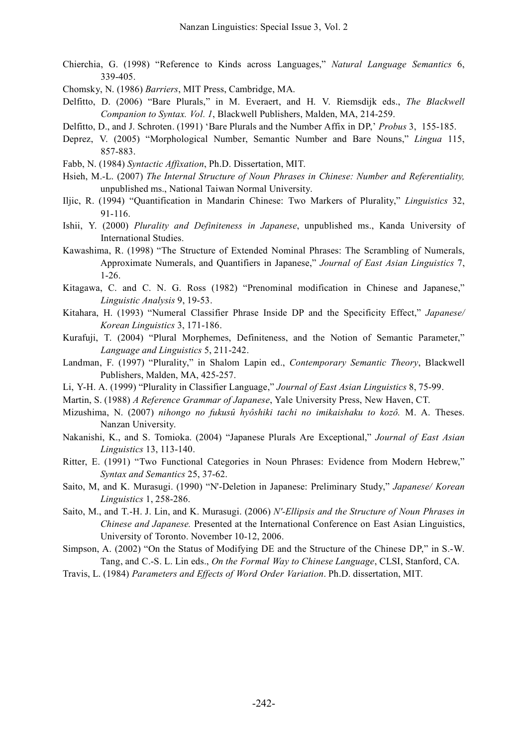Chierchia, G. (1998) "Reference to Kinds across Languages," *Natural Language Semantics* 6, 339-405.

Chomsky, N. (1986) *Barriers*, MIT Press, Cambridge, MA.

Delfitto, D. (2006) "Bare Plurals," in M. Everaert, and H. V. Riemsdijk eds., *The Blackwell Companion to Syntax. Vol. 1*, Blackwell Publishers, Malden, MA, 214-259.

Delfitto, D., and J. Schroten. (1991) 'Bare Plurals and the Number Affix in DP,' *Probus* 3, 155-185.

Deprez, V. (2005) "Morphological Number, Semantic Number and Bare Nouns," *Lingua* 115, 857-883.

Fabb, N. (1984) *Syntactic Affixation*, Ph.D. Dissertation, MIT.

Hsieh, M.-L. (2007) *The Internal Structure of Noun Phrases in Chinese: Number and Referentiality,* unpublished ms., National Taiwan Normal University.

Iljic, R. (1994) "Quantification in Mandarin Chinese: Two Markers of Plurality," *Linguistics* 32, 91-116.

Ishii, Y. (2000) *Plurality and Definiteness in Japanese*, unpublished ms., Kanda University of International Studies.

Kawashima, R. (1998) "The Structure of Extended Nominal Phrases: The Scrambling of Numerals, Approximate Numerals, and Quantifiers in Japanese," *Journal of East Asian Linguistics* 7, 1-26.

Kitagawa, C. and C. N. G. Ross (1982) "Prenominal modification in Chinese and Japanese," *Linguistic Analysis* 9, 19-53.

Kitahara, H. (1993) "Numeral Classifier Phrase Inside DP and the Specificity Effect," *Japanese/ Korean Linguistics* 3, 171-186.

Kurafuji, T. (2004) "Plural Morphemes, Definiteness, and the Notion of Semantic Parameter," *Language and Linguistics* 5, 211-242.

Landman, F. (1997) "Plurality," in Shalom Lapin ed., *Contemporary Semantic Theory*, Blackwell Publishers, Malden, MA, 425-257.

Li, Y-H. A. (1999) "Plurality in Classifier Language," *Journal of East Asian Linguistics* 8, 75-99.

Martin, S. (1988) *A Reference Grammar of Japanese*, Yale University Press, New Haven, CT.

Mizushima, N. (2007) *nihongo no fukusû hyôshiki tachi no imikaishaku to kozô.* M. A. Theses. Nanzan University.

Nakanishi, K., and S. Tomioka. (2004) "Japanese Plurals Are Exceptional," *Journal of East Asian Linguistics* 13, 113-140.

Ritter, E. (1991) "Two Functional Categories in Noun Phrases: Evidence from Modern Hebrew," *Syntax and Semantics* 25, 37-62.

Saito, M, and K. Murasugi. (1990) "N'-Deletion in Japanese: Preliminary Study," *Japanese/ Korean Linguistics* 1, 258-286.

Saito, M., and T.-H. J. Lin, and K. Murasugi. (2006) *N'-Ellipsis and the Structure of Noun Phrases in Chinese and Japanese.* Presented at the International Conference on East Asian Linguistics, University of Toronto. November 10-12, 2006.

Simpson, A. (2002) "On the Status of Modifying DE and the Structure of the Chinese DP," in S.-W. Tang, and C.-S. L. Lin eds., *On the Formal Way to Chinese Language*, CLSI, Stanford, CA.

Travis, L. (1984) *Parameters and Effects of Word Order Variation*. Ph.D. dissertation, MIT.